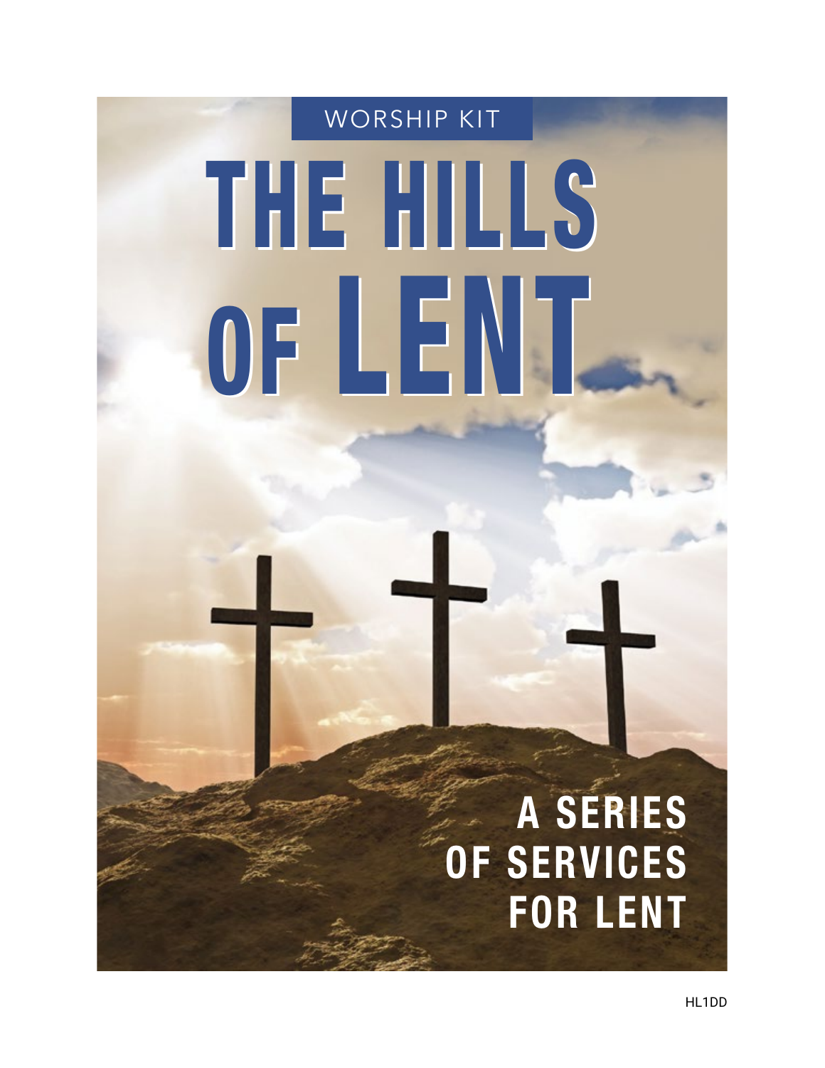WORSHIP KIT

# THE HILLS OF LENT

## A SERIES OF SERVICES FOR LENT

HL1DD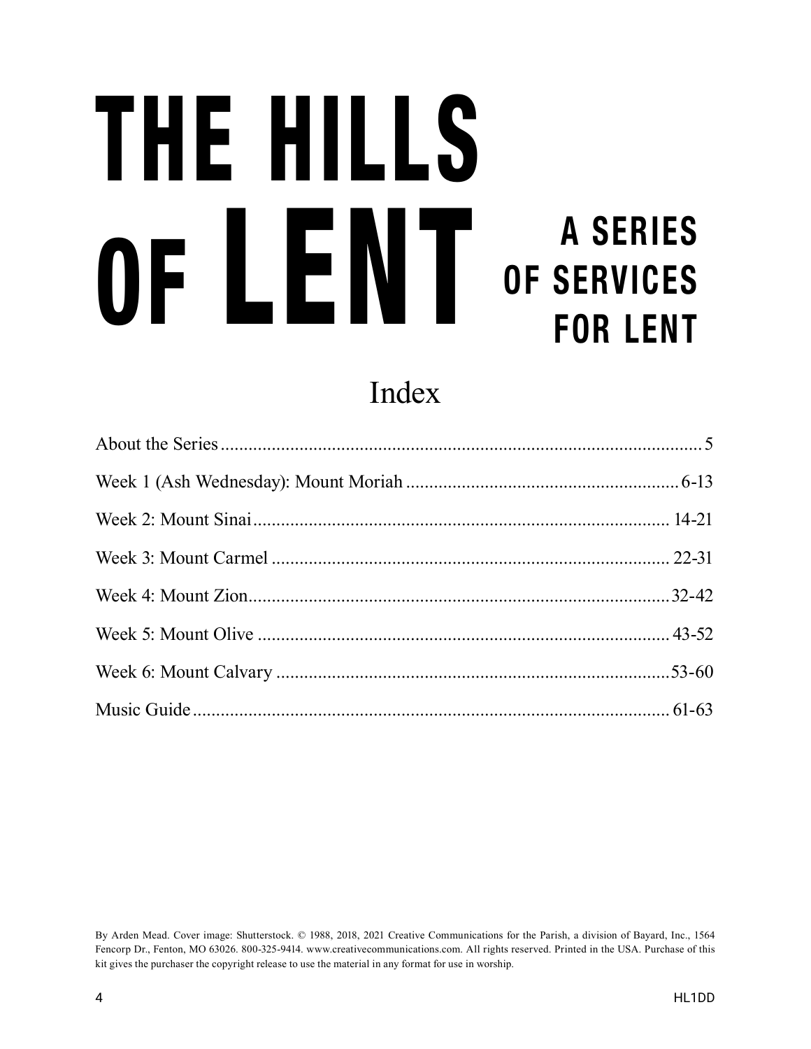# THE HILLS OF LENT

## A SERIES OF SERVICES FOR LENT

## Index

About the Series ........................................................ 5

Week 1 (Ash Wednesday): Mount Moriah ........................................................ 6-13

Week 2: Mount Sinai ........................................................ 14-21

Week 3: Mount Carmel ........................................................ 22-31

Week 4: Mount Zion ........................................................ 32-42

Week 5: Mount Olive ........................................................ 43-52

Week 6: Mount Calvary ........................................................ 53-60

Music Guide ........................................................ 61-63

By Arden Mead. Cover image: Shutterstock. © 1988, 2018, 2021 Creative Communications for the Parish, a division of Bayard, Inc., 1564 Fencorp Dr., Fenton, MO 63026. 800-325-9414. www.creativecommunications.com. All rights reserved. Printed in the USA. Purchase of this kit gives the purchaser the copyright release to use the material in any format for use in worship.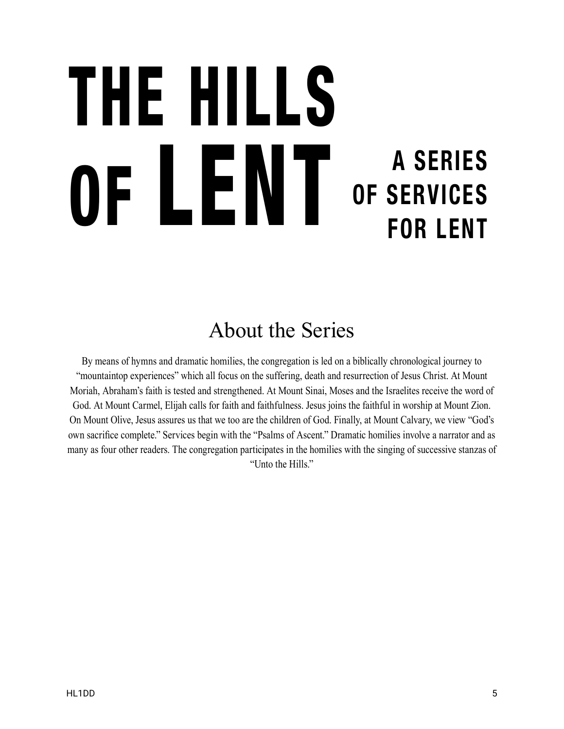# THE HILLS OF LENT

## A SERIES OF SERVICES FOR LENT

## About the Series

By means of hymns and dramatic homilies, the congregation is led on a biblically chronological journey to "mountaintop experiences" which all focus on the suffering, death and resurrection of Jesus Christ. At Mount Moriah, Abraham's faith is tested and strengthened. At Mount Sinai, Moses and the Israelites receive the word of God. At Mount Carmel, Elijah calls for faith and faithfulness. Jesus joins the faithful in worship at Mount Zion. On Mount Olive, Jesus assures us that we too are the children of God. Finally, at Mount Calvary, we view "God's own sacrifice complete." Services begin with the "Psalms of Ascent." Dramatic homilies involve a narrator and as many as four other readers. The congregation participates in the homilies with the singing of successive stanzas of "Unto the Hills."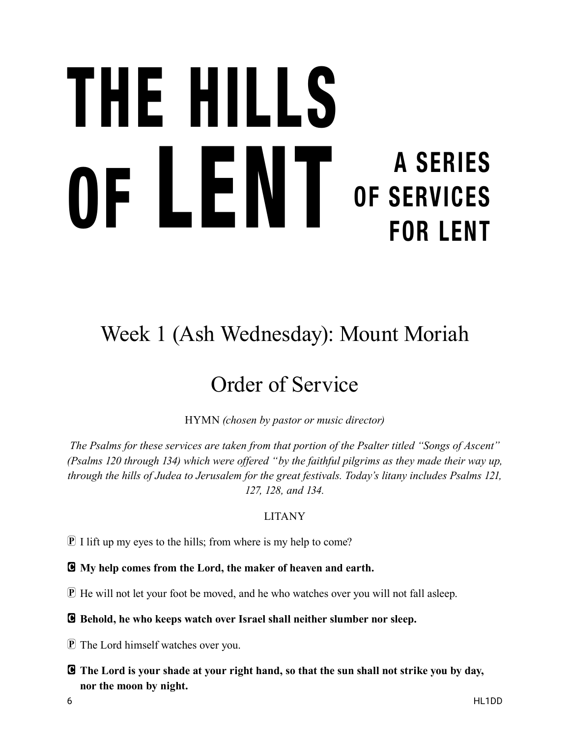# THE HILLS OF LENT

## A SERIES OF SERVICES FOR LENT

## Week 1 (Ash Wednesday): Mount Moriah

## Order of Service

HYMN *(chosen by pastor or music director)*

*The Psalms for these services are taken from that portion of the Psalter titled "Songs of Ascent" (Psalms 120 through 134) which were offered "by the faithful pilgrims as they made their way up, through the hills of Judea to Jerusalem for the great festivals. Today's litany includes Psalms 121, 127, 128, and 134.*

LITANY

Ⓟ I lift up my eyes to the hills; from where is my help to come?

**Ⓒ My help comes from the Lord, the maker of heaven and earth.**

Ⓟ He will not let your foot be moved, and he who watches over you will not fall asleep.

**Ⓒ Behold, he who keeps watch over Israel shall neither slumber nor sleep.**

Ⓟ The Lord himself watches over you.

**Ⓒ The Lord is your shade at your right hand, so that the sun shall not strike you by day, nor the moon by night.**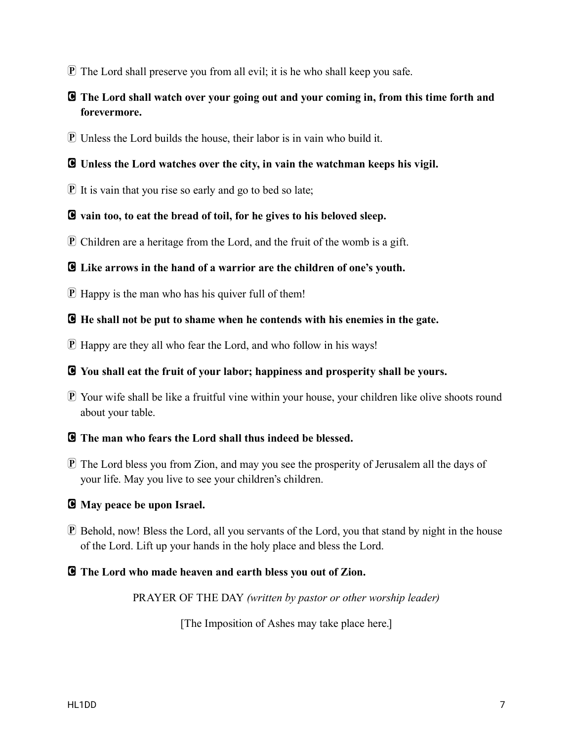Ⓟ The Lord shall preserve you from all evil; it is he who shall keep you safe.

**Ⓒ The Lord shall watch over your going out and your coming in, from this time forth and forevermore.**

Ⓟ Unless the Lord builds the house, their labor is in vain who build it.

**Ⓒ Unless the Lord watches over the city, in vain the watchman keeps his vigil.**

Ⓟ It is vain that you rise so early and go to bed so late;

**Ⓒ vain too, to eat the bread of toil, for he gives to his beloved sleep.**

Ⓟ Children are a heritage from the Lord, and the fruit of the womb is a gift.

**Ⓒ Like arrows in the hand of a warrior are the children of one's youth.**

Ⓟ Happy is the man who has his quiver full of them!

**Ⓒ He shall not be put to shame when he contends with his enemies in the gate.**

Ⓟ Happy are they all who fear the Lord, and who follow in his ways!

**Ⓒ You shall eat the fruit of your labor; happiness and prosperity shall be yours.**

Ⓟ Your wife shall be like a fruitful vine within your house, your children like olive shoots round about your table.

**Ⓒ The man who fears the Lord shall thus indeed be blessed.**

Ⓟ The Lord bless you from Zion, and may you see the prosperity of Jerusalem all the days of your life. May you live to see your children's children.

**Ⓒ May peace be upon Israel.**

Ⓟ Behold, now! Bless the Lord, all you servants of the Lord, you that stand by night in the house of the Lord. Lift up your hands in the holy place and bless the Lord.

**Ⓒ The Lord who made heaven and earth bless you out of Zion.**

PRAYER OF THE DAY *(written by pastor or other worship leader)*

[The Imposition of Ashes may take place here.]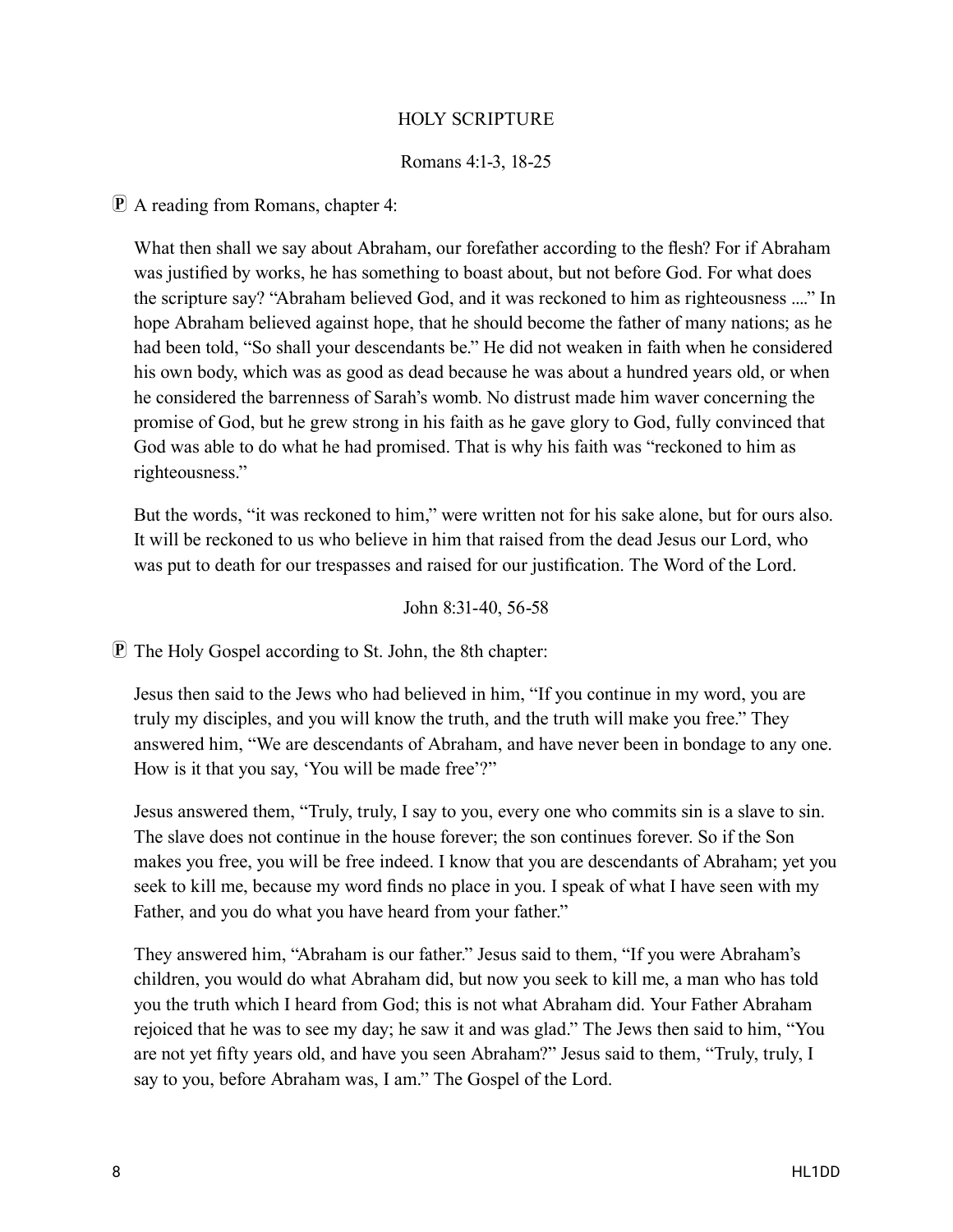## HOLY SCRIPTURE

### Romans 4:1-3, 18-25

Ⓟ A reading from Romans, chapter 4:

What then shall we say about Abraham, our forefather according to the flesh? For if Abraham was justified by works, he has something to boast about, but not before God. For what does the scripture say? "Abraham believed God, and it was reckoned to him as righteousness ...." In hope Abraham believed against hope, that he should become the father of many nations; as he had been told, "So shall your descendants be." He did not weaken in faith when he considered his own body, which was as good as dead because he was about a hundred years old, or when he considered the barrenness of Sarah's womb. No distrust made him waver concerning the promise of God, but he grew strong in his faith as he gave glory to God, fully convinced that God was able to do what he had promised. That is why his faith was "reckoned to him as righteousness."

But the words, "it was reckoned to him," were written not for his sake alone, but for ours also. It will be reckoned to us who believe in him that raised from the dead Jesus our Lord, who was put to death for our trespasses and raised for our justification. The Word of the Lord.

### John 8:31-40, 56-58

Ⓟ The Holy Gospel according to St. John, the 8th chapter:

Jesus then said to the Jews who had believed in him, "If you continue in my word, you are truly my disciples, and you will know the truth, and the truth will make you free." They answered him, "We are descendants of Abraham, and have never been in bondage to any one. How is it that you say, 'You will be made free'?"

Jesus answered them, "Truly, truly, I say to you, every one who commits sin is a slave to sin. The slave does not continue in the house forever; the son continues forever. So if the Son makes you free, you will be free indeed. I know that you are descendants of Abraham; yet you seek to kill me, because my word finds no place in you. I speak of what I have seen with my Father, and you do what you have heard from your father."

They answered him, "Abraham is our father." Jesus said to them, "If you were Abraham's children, you would do what Abraham did, but now you seek to kill me, a man who has told you the truth which I heard from God; this is not what Abraham did. Your Father Abraham rejoiced that he was to see my day; he saw it and was glad." The Jews then said to him, "You are not yet fifty years old, and have you seen Abraham?" Jesus said to them, "Truly, truly, I say to you, before Abraham was, I am." The Gospel of the Lord.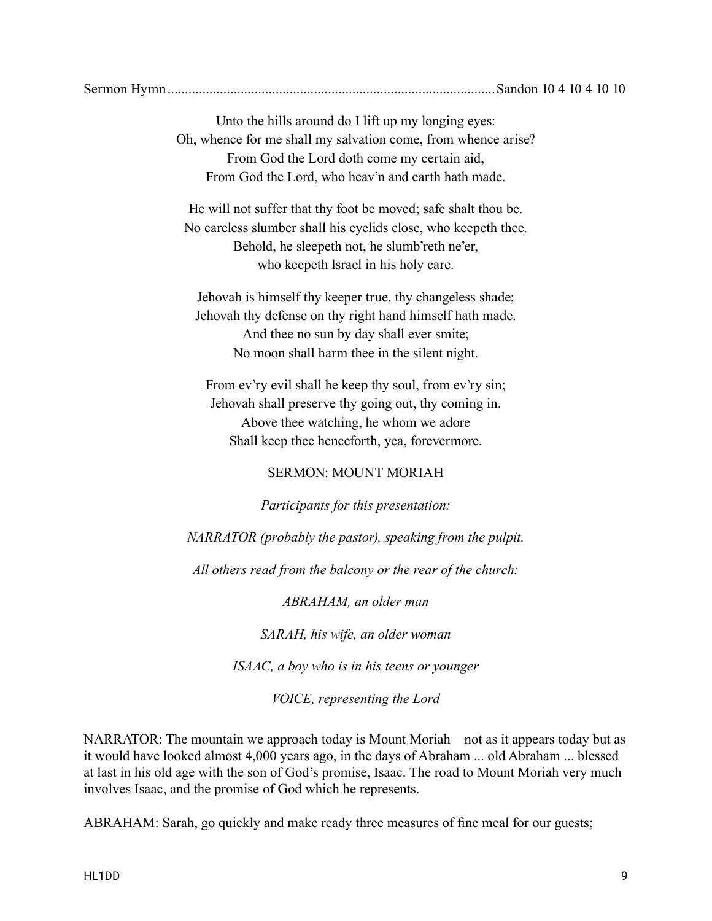Sermon Hymn.............................................................................................Sandon 10 4 10 4 10 10

Unto the hills around do I lift up my longing eyes:  
Oh, whence for me shall my salvation come, from whence arise?  
From God the Lord doth come my certain aid,  
From God the Lord, who heav'n and earth hath made.

He will not suffer that thy foot be moved; safe shalt thou be.  
No careless slumber shall his eyelids close, who keepeth thee.  
Behold, he sleepeth not, he slumb'reth ne'er,  
who keepeth lsrael in his holy care.

Jehovah is himself thy keeper true, thy changeless shade;  
Jehovah thy defense on thy right hand himself hath made.  
And thee no sun by day shall ever smite;  
No moon shall harm thee in the silent night.

From ev'ry evil shall he keep thy soul, from ev'ry sin;  
Jehovah shall preserve thy going out, thy coming in.  
Above thee watching, he whom we adore  
Shall keep thee henceforth, yea, forevermore.

SERMON: MOUNT MORIAH

*Participants for this presentation:*

*NARRATOR (probably the pastor), speaking from the pulpit.*

*All others read from the balcony or the rear of the church:*

*ABRAHAM, an older man*

*SARAH, his wife, an older woman*

*ISAAC, a boy who is in his teens or younger*

*VOICE, representing the Lord*

NARRATOR: The mountain we approach today is Mount Moriah—not as it appears today but as it would have looked almost 4,000 years ago, in the days of Abraham ... old Abraham ... blessed at last in his old age with the son of God's promise, Isaac. The road to Mount Moriah very much involves Isaac, and the promise of God which he represents.

ABRAHAM: Sarah, go quickly and make ready three measures of fine meal for our guests;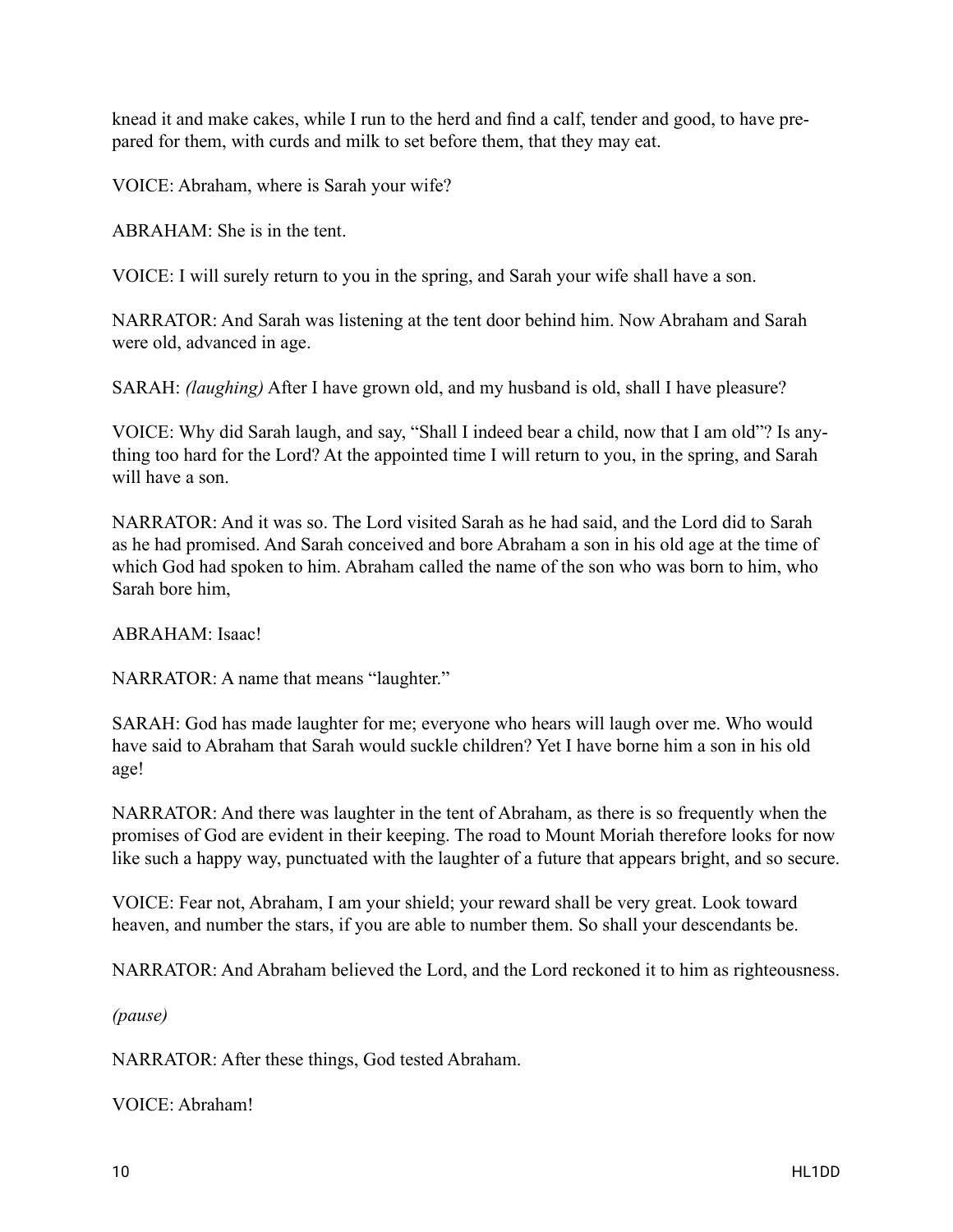knead it and make cakes, while I run to the herd and find a calf, tender and good, to have prepared for them, with curds and milk to set before them, that they may eat.

VOICE: Abraham, where is Sarah your wife?

ABRAHAM: She is in the tent.

VOICE: I will surely return to you in the spring, and Sarah your wife shall have a son.

NARRATOR: And Sarah was listening at the tent door behind him. Now Abraham and Sarah were old, advanced in age.

SARAH: *(laughing)* After I have grown old, and my husband is old, shall I have pleasure?

VOICE: Why did Sarah laugh, and say, "Shall I indeed bear a child, now that I am old"? Is anything too hard for the Lord? At the appointed time I will return to you, in the spring, and Sarah will have a son.

NARRATOR: And it was so. The Lord visited Sarah as he had said, and the Lord did to Sarah as he had promised. And Sarah conceived and bore Abraham a son in his old age at the time of which God had spoken to him. Abraham called the name of the son who was born to him, who Sarah bore him,

ABRAHAM: Isaac!

NARRATOR: A name that means "laughter."

SARAH: God has made laughter for me; everyone who hears will laugh over me. Who would have said to Abraham that Sarah would suckle children? Yet I have borne him a son in his old age!

NARRATOR: And there was laughter in the tent of Abraham, as there is so frequently when the promises of God are evident in their keeping. The road to Mount Moriah therefore looks for now like such a happy way, punctuated with the laughter of a future that appears bright, and so secure.

VOICE: Fear not, Abraham, I am your shield; your reward shall be very great. Look toward heaven, and number the stars, if you are able to number them. So shall your descendants be.

NARRATOR: And Abraham believed the Lord, and the Lord reckoned it to him as righteousness.

*(pause)*

NARRATOR: After these things, God tested Abraham.

VOICE: Abraham!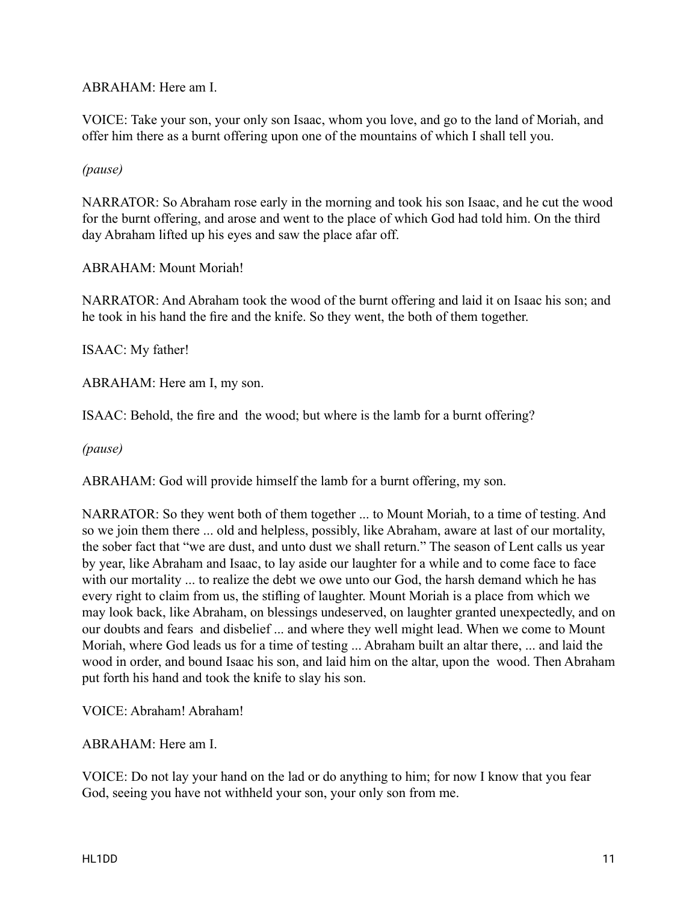ABRAHAM: Here am I.

VOICE: Take your son, your only son Isaac, whom you love, and go to the land of Moriah, and offer him there as a burnt offering upon one of the mountains of which I shall tell you.

*(pause)*

NARRATOR: So Abraham rose early in the morning and took his son Isaac, and he cut the wood for the burnt offering, and arose and went to the place of which God had told him. On the third day Abraham lifted up his eyes and saw the place afar off.

ABRAHAM: Mount Moriah!

NARRATOR: And Abraham took the wood of the burnt offering and laid it on Isaac his son; and he took in his hand the fire and the knife. So they went, the both of them together.

ISAAC: My father!

ABRAHAM: Here am I, my son.

ISAAC: Behold, the fire and the wood; but where is the lamb for a burnt offering?

*(pause)*

ABRAHAM: God will provide himself the lamb for a burnt offering, my son.

NARRATOR: So they went both of them together ... to Mount Moriah, to a time of testing. And so we join them there ... old and helpless, possibly, like Abraham, aware at last of our mortality, the sober fact that "we are dust, and unto dust we shall return." The season of Lent calls us year by year, like Abraham and Isaac, to lay aside our laughter for a while and to come face to face with our mortality ... to realize the debt we owe unto our God, the harsh demand which he has every right to claim from us, the stifling of laughter. Mount Moriah is a place from which we may look back, like Abraham, on blessings undeserved, on laughter granted unexpectedly, and on our doubts and fears and disbelief ... and where they well might lead. When we come to Mount Moriah, where God leads us for a time of testing ... Abraham built an altar there, ... and laid the wood in order, and bound Isaac his son, and laid him on the altar, upon the wood. Then Abraham put forth his hand and took the knife to slay his son.

VOICE: Abraham! Abraham!

ABRAHAM: Here am I.

VOICE: Do not lay your hand on the lad or do anything to him; for now I know that you fear God, seeing you have not withheld your son, your only son from me.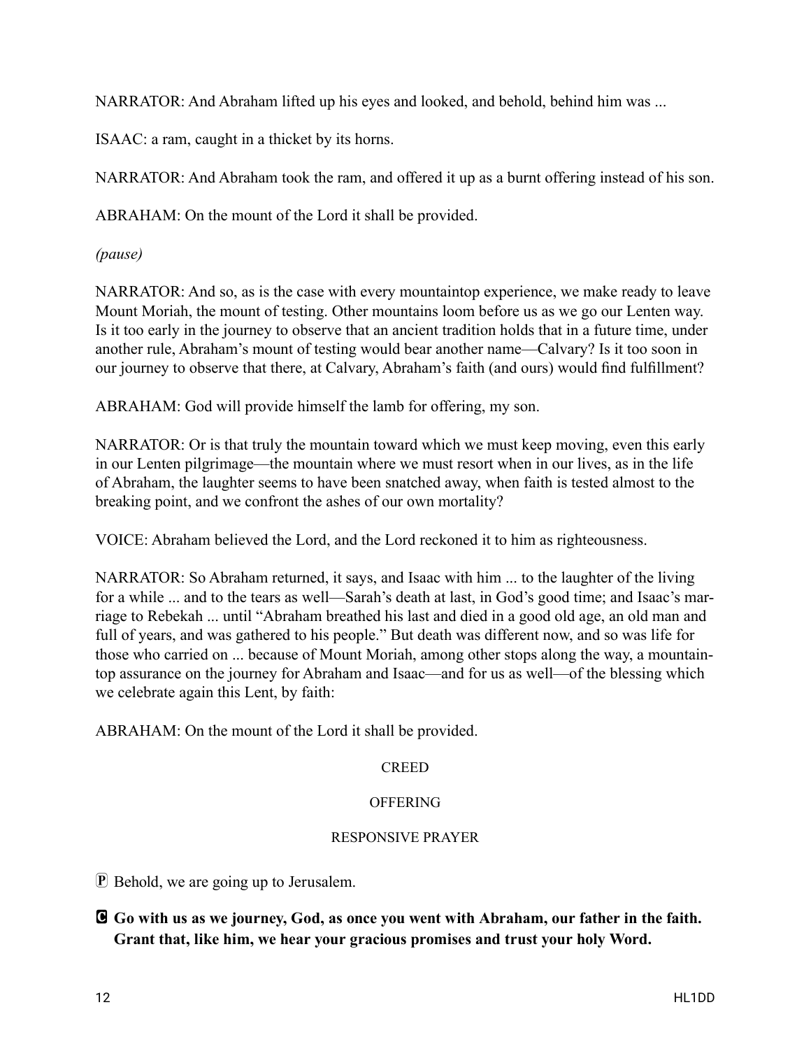NARRATOR: And Abraham lifted up his eyes and looked, and behold, behind him was ...

ISAAC: a ram, caught in a thicket by its horns.

NARRATOR: And Abraham took the ram, and offered it up as a burnt offering instead of his son.

ABRAHAM: On the mount of the Lord it shall be provided.

*(pause)*

NARRATOR: And so, as is the case with every mountaintop experience, we make ready to leave Mount Moriah, the mount of testing. Other mountains loom before us as we go our Lenten way. Is it too early in the journey to observe that an ancient tradition holds that in a future time, under another rule, Abraham's mount of testing would bear another name—Calvary? Is it too soon in our journey to observe that there, at Calvary, Abraham's faith (and ours) would find fulfillment?

ABRAHAM: God will provide himself the lamb for offering, my son.

NARRATOR: Or is that truly the mountain toward which we must keep moving, even this early in our Lenten pilgrimage—the mountain where we must resort when in our lives, as in the life of Abraham, the laughter seems to have been snatched away, when faith is tested almost to the breaking point, and we confront the ashes of our own mortality?

VOICE: Abraham believed the Lord, and the Lord reckoned it to him as righteousness.

NARRATOR: So Abraham returned, it says, and Isaac with him ... to the laughter of the living for a while ... and to the tears as well—Sarah's death at last, in God's good time; and Isaac's marriage to Rebekah ... until "Abraham breathed his last and died in a good old age, an old man and full of years, and was gathered to his people." But death was different now, and so was life for those who carried on ... because of Mount Moriah, among other stops along the way, a mountaintop assurance on the journey for Abraham and Isaac—and for us as well—of the blessing which we celebrate again this Lent, by faith:

ABRAHAM: On the mount of the Lord it shall be provided.

CREED

OFFERING

RESPONSIVE PRAYER

Ⓟ Behold, we are going up to Jerusalem.

**Ⓒ Go with us as we journey, God, as once you went with Abraham, our father in the faith. Grant that, like him, we hear your gracious promises and trust your holy Word.**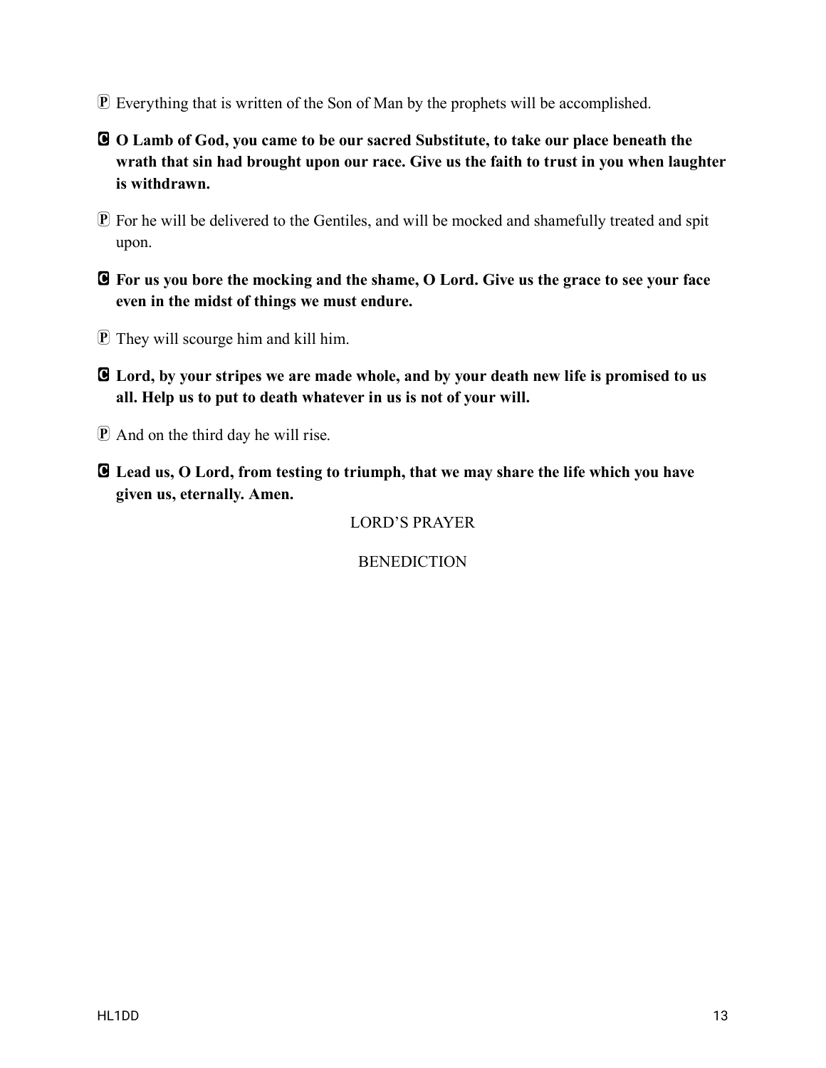Ⓟ Everything that is written of the Son of Man by the prophets will be accomplished.

**Ⓒ O Lamb of God, you came to be our sacred Substitute, to take our place beneath the wrath that sin had brought upon our race. Give us the faith to trust in you when laughter is withdrawn.**

Ⓟ For he will be delivered to the Gentiles, and will be mocked and shamefully treated and spit upon.

**Ⓒ For us you bore the mocking and the shame, O Lord. Give us the grace to see your face even in the midst of things we must endure.**

Ⓟ They will scourge him and kill him.

**Ⓒ Lord, by your stripes we are made whole, and by your death new life is promised to us all. Help us to put to death whatever in us is not of your will.**

Ⓟ And on the third day he will rise.

**Ⓒ Lead us, O Lord, from testing to triumph, that we may share the life which you have given us, eternally. Amen.**

LORD'S PRAYER

BENEDICTION